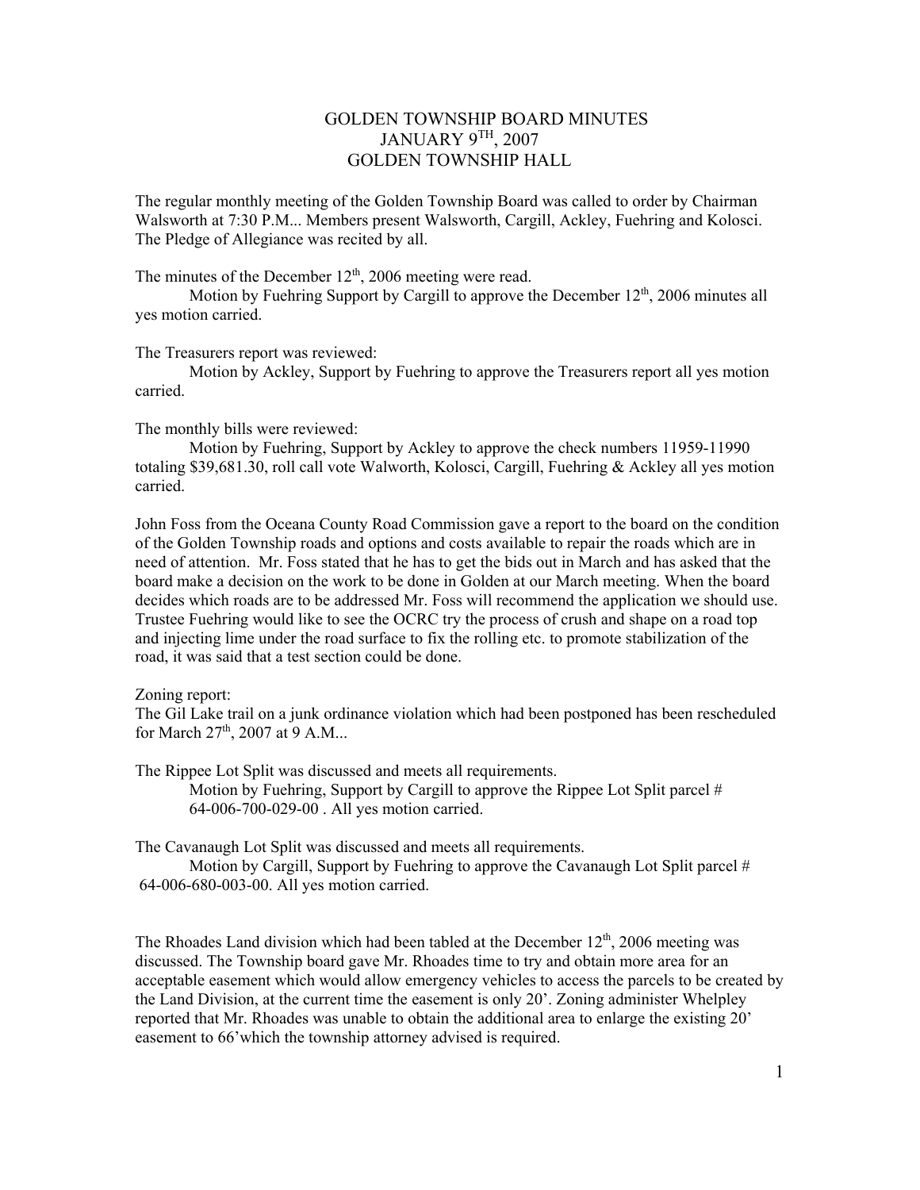# GOLDEN TOWNSHIP BOARD MINUTES
## JANUARY 9TH, 2007
## GOLDEN TOWNSHIP HALL

The regular monthly meeting of the Golden Township Board was called to order by Chairman Walsworth at 7:30 P.M... Members present Walsworth, Cargill, Ackley, Fuehring and Kolosci. The Pledge of Allegiance was recited by all.

The minutes of the December 12th, 2006 meeting were read.

Motion by Fuehring Support by Cargill to approve the December 12th, 2006 minutes all yes motion carried.

The Treasurers report was reviewed:

Motion by Ackley, Support by Fuehring to approve the Treasurers report all yes motion carried.

The monthly bills were reviewed:

Motion by Fuehring, Support by Ackley to approve the check numbers 11959-11990 totaling $39,681.30, roll call vote Walworth, Kolosci, Cargill, Fuehring & Ackley all yes motion carried.

John Foss from the Oceana County Road Commission gave a report to the board on the condition of the Golden Township roads and options and costs available to repair the roads which are in need of attention. Mr. Foss stated that he has to get the bids out in March and has asked that the board make a decision on the work to be done in Golden at our March meeting. When the board decides which roads are to be addressed Mr. Foss will recommend the application we should use. Trustee Fuehring would like to see the OCRC try the process of crush and shape on a road top and injecting lime under the road surface to fix the rolling etc. to promote stabilization of the road, it was said that a test section could be done.

Zoning report:
The Gil Lake trail on a junk ordinance violation which had been postponed has been rescheduled for March 27th, 2007 at 9 A.M...

The Rippee Lot Split was discussed and meets all requirements.

Motion by Fuehring, Support by Cargill to approve the Rippee Lot Split parcel # 64-006-700-029-00 . All yes motion carried.

The Cavanaugh Lot Split was discussed and meets all requirements.

Motion by Cargill, Support by Fuehring to approve the Cavanaugh Lot Split parcel # 64-006-680-003-00. All yes motion carried.

The Rhoades Land division which had been tabled at the December 12th, 2006 meeting was discussed. The Township board gave Mr. Rhoades time to try and obtain more area for an acceptable easement which would allow emergency vehicles to access the parcels to be created by the Land Division, at the current time the easement is only 20'. Zoning administer Whelpley reported that Mr. Rhoades was unable to obtain the additional area to enlarge the existing 20' easement to 66'which the township attorney advised is required.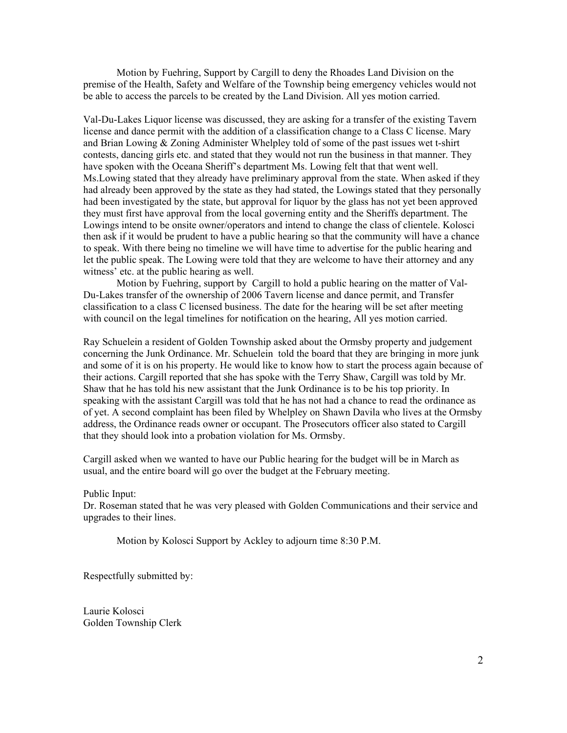Motion by Fuehring, Support by Cargill to deny the Rhoades Land Division on the premise of the Health, Safety and Welfare of the Township being emergency vehicles would not be able to access the parcels to be created by the Land Division. All yes motion carried.

Val-Du-Lakes Liquor license was discussed, they are asking for a transfer of the existing Tavern license and dance permit with the addition of a classification change to a Class C license. Mary and Brian Lowing & Zoning Administer Whelpley told of some of the past issues wet t-shirt contests, dancing girls etc. and stated that they would not run the business in that manner. They have spoken with the Oceana Sheriff's department Ms. Lowing felt that that went well. Ms.Lowing stated that they already have preliminary approval from the state. When asked if they had already been approved by the state as they had stated, the Lowings stated that they personally had been investigated by the state, but approval for liquor by the glass has not yet been approved they must first have approval from the local governing entity and the Sheriffs department. The Lowings intend to be onsite owner/operators and intend to change the class of clientele. Kolosci then ask if it would be prudent to have a public hearing so that the community will have a chance to speak. With there being no timeline we will have time to advertise for the public hearing and let the public speak. The Lowing were told that they are welcome to have their attorney and any witness' etc. at the public hearing as well.

Motion by Fuehring, support by Cargill to hold a public hearing on the matter of Val-Du-Lakes transfer of the ownership of 2006 Tavern license and dance permit, and Transfer classification to a class C licensed business. The date for the hearing will be set after meeting with council on the legal timelines for notification on the hearing, All yes motion carried.

Ray Schuelein a resident of Golden Township asked about the Ormsby property and judgement concerning the Junk Ordinance. Mr. Schuelein told the board that they are bringing in more junk and some of it is on his property. He would like to know how to start the process again because of their actions. Cargill reported that she has spoke with the Terry Shaw, Cargill was told by Mr. Shaw that he has told his new assistant that the Junk Ordinance is to be his top priority. In speaking with the assistant Cargill was told that he has not had a chance to read the ordinance as of yet. A second complaint has been filed by Whelpley on Shawn Davila who lives at the Ormsby address, the Ordinance reads owner or occupant. The Prosecutors officer also stated to Cargill that they should look into a probation violation for Ms. Ormsby.

Cargill asked when we wanted to have our Public hearing for the budget will be in March as usual, and the entire board will go over the budget at the February meeting.

Public Input:
Dr. Roseman stated that he was very pleased with Golden Communications and their service and upgrades to their lines.

Motion by Kolosci Support by Ackley to adjourn time 8:30 P.M.

Respectfully submitted by:

Laurie Kolosci
Golden Township Clerk